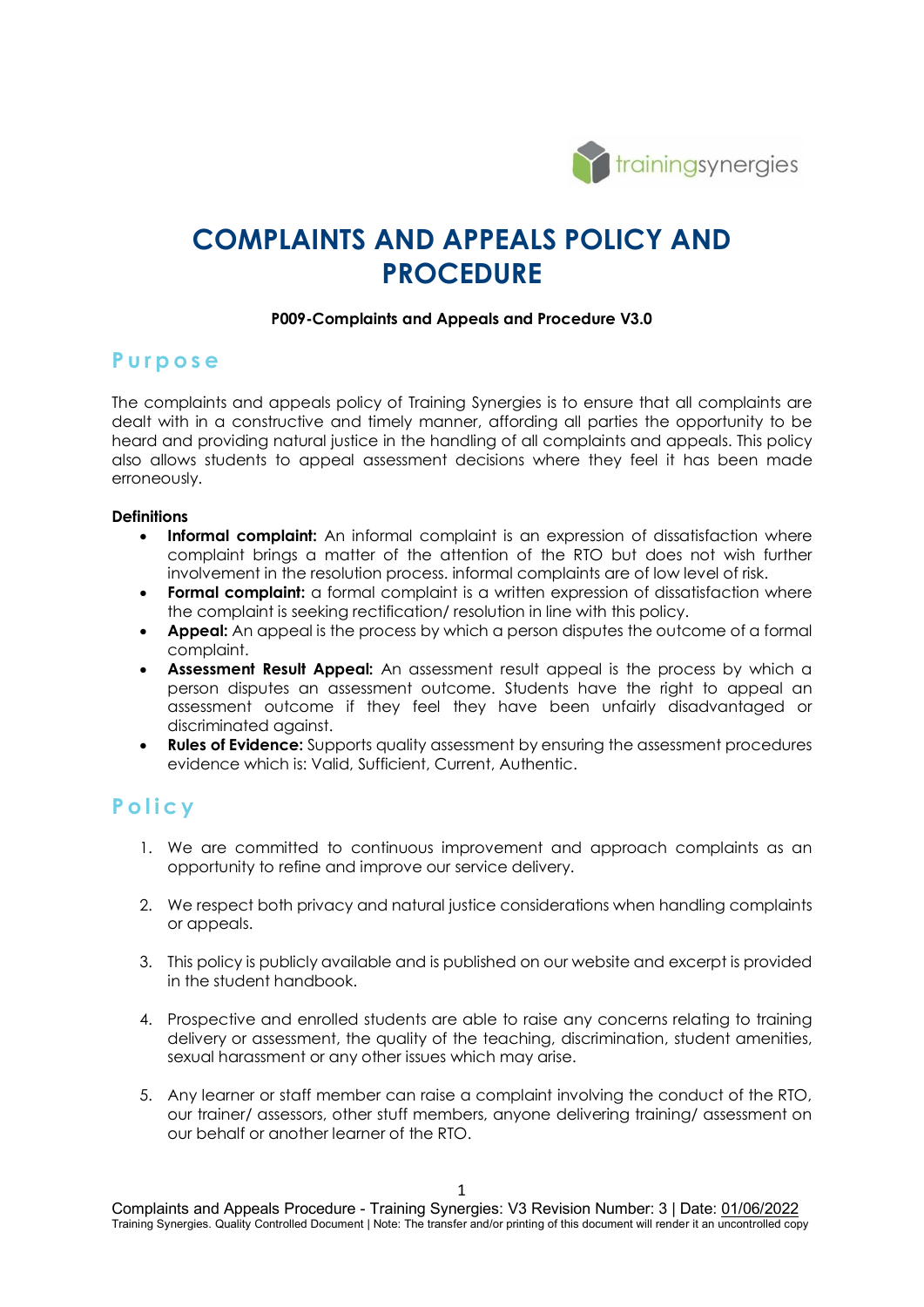# COMPLAINTS AND APPEALS POLICY AND PROCEDURE

**P009-Complaints and Appeals and Procedure V3.0**

## Purpose

The complaints and appeals policy of Training Synergies is to ensure that all complaints are dealt with in a constructive and timely manner, affording all parties the opportunity to be heard and providing natural justice in the handling of all complaints and appeals. This policy also allows students to appeal assessment decisions where they feel it has been made erroneously.

**Definitions**

- **Informal complaint:** An informal complaint is an expression of dissatisfaction where complaint brings a matter of the attention of the RTO but does not wish further involvement in the resolution process. informal complaints are of low level of risk.
- **Formal complaint:** a formal complaint is a written expression of dissatisfaction where the complaint is seeking rectification/ resolution in line with this policy.
- **Appeal:** An appeal is the process by which a person disputes the outcome of a formal complaint.
- **Assessment Result Appeal:** An assessment result appeal is the process by which a person disputes an assessment outcome. Students have the right to appeal an assessment outcome if they feel they have been unfairly disadvantaged or discriminated against.
- **Rules of Evidence:** Supports quality assessment by ensuring the assessment procedures evidence which is: Valid, Sufficient, Current, Authentic.

## Policy

1. We are committed to continuous improvement and approach complaints as an opportunity to refine and improve our service delivery.
2. We respect both privacy and natural justice considerations when handling complaints or appeals.
3. This policy is publicly available and is published on our website and excerpt is provided in the student handbook.
4. Prospective and enrolled students are able to raise any concerns relating to training delivery or assessment, the quality of the teaching, discrimination, student amenities, sexual harassment or any other issues which may arise.
5. Any learner or staff member can raise a complaint involving the conduct of the RTO, our trainer/ assessors, other stuff members, anyone delivering training/ assessment on our behalf or another learner of the RTO.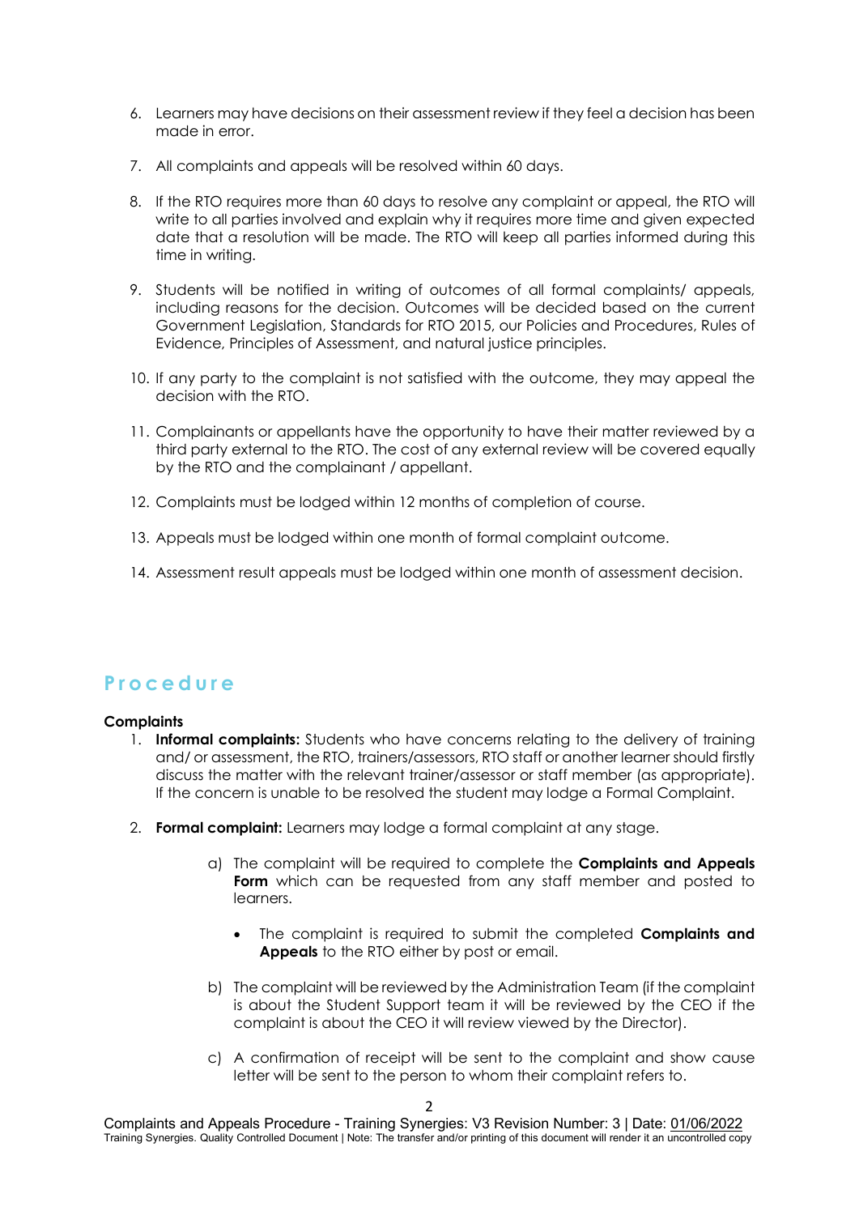6. Learners may have decisions on their assessment review if they feel a decision has been made in error.

7. All complaints and appeals will be resolved within 60 days.

8. If the RTO requires more than 60 days to resolve any complaint or appeal, the RTO will write to all parties involved and explain why it requires more time and given expected date that a resolution will be made. The RTO will keep all parties informed during this time in writing.

9. Students will be notified in writing of outcomes of all formal complaints/ appeals, including reasons for the decision. Outcomes will be decided based on the current Government Legislation, Standards for RTO 2015, our Policies and Procedures, Rules of Evidence, Principles of Assessment, and natural justice principles.

10. If any party to the complaint is not satisfied with the outcome, they may appeal the decision with the RTO.

11. Complainants or appellants have the opportunity to have their matter reviewed by a third party external to the RTO. The cost of any external review will be covered equally by the RTO and the complainant / appellant.

12. Complaints must be lodged within 12 months of completion of course.

13. Appeals must be lodged within one month of formal complaint outcome.

14. Assessment result appeals must be lodged within one month of assessment decision.

## Procedure

**Complaints**

1. **Informal complaints:** Students who have concerns relating to the delivery of training and/ or assessment, the RTO, trainers/assessors, RTO staff or another learner should firstly discuss the matter with the relevant trainer/assessor or staff member (as appropriate). If the concern is unable to be resolved the student may lodge a Formal Complaint.

2. **Formal complaint:** Learners may lodge a formal complaint at any stage.

   a) The complaint will be required to complete the **Complaints and Appeals Form** which can be requested from any staff member and posted to learners.

      - The complaint is required to submit the completed **Complaints and Appeals** to the RTO either by post or email.

   b) The complaint will be reviewed by the Administration Team (if the complaint is about the Student Support team it will be reviewed by the CEO if the complaint is about the CEO it will review viewed by the Director).

   c) A confirmation of receipt will be sent to the complaint and show cause letter will be sent to the person to whom their complaint refers to.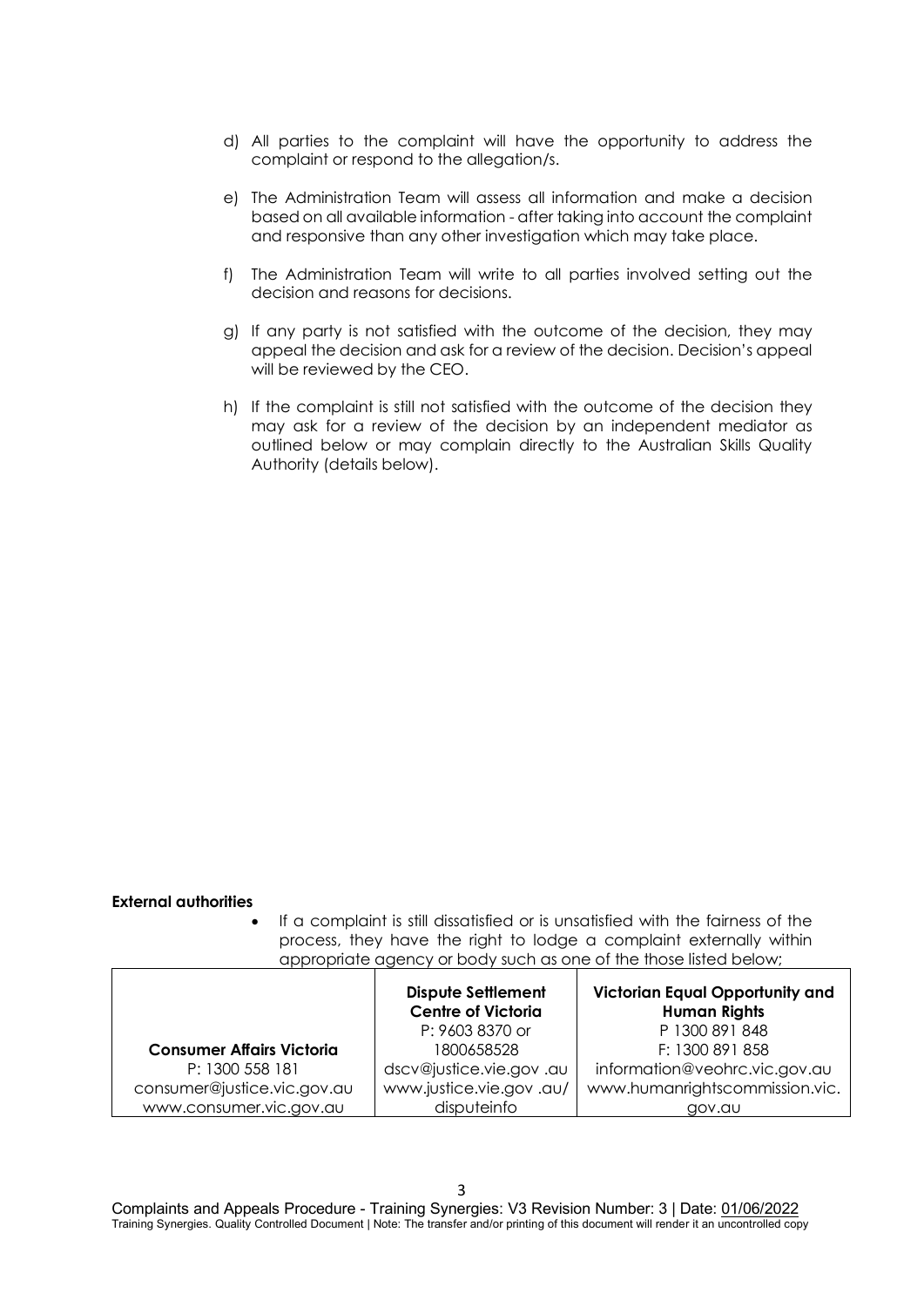d) All parties to the complaint will have the opportunity to address the complaint or respond to the allegation/s.

e) The Administration Team will assess all information and make a decision based on all available information - after taking into account the complaint and responsive than any other investigation which may take place.

f) The Administration Team will write to all parties involved setting out the decision and reasons for decisions.

g) If any party is not satisfied with the outcome of the decision, they may appeal the decision and ask for a review of the decision. Decision's appeal will be reviewed by the CEO.

h) If the complaint is still not satisfied with the outcome of the decision they may ask for a review of the decision by an independent mediator as outlined below or may complain directly to the Australian Skills Quality Authority (details below).

**External authorities**

- If a complaint is still dissatisfied or is unsatisfied with the fairness of the process, they have the right to lodge a complaint externally within appropriate agency or body such as one of the those listed below;

| **Consumer Affairs Victoria**<br>P: 1300 558 181<br>consumer@justice.vic.gov.au<br>www.consumer.vic.gov.au | **Dispute Settlement Centre of Victoria**<br>P: 9603 8370 or 1800658528<br>dscv@justice.vie.gov .au<br>www.justice.vie.gov .au/ disputeinfo | **Victorian Equal Opportunity and Human Rights**<br>P 1300 891 848<br>F: 1300 891 858<br>information@veohrc.vic.gov.au<br>www.humanrightscommission.vic.gov.au |
|---|---|---|

Complaints and Appeals Procedure - Training Synergies: V3 Revision Number: 3 | Date: 01/06/2022
Training Synergies. Quality Controlled Document | Note: The transfer and/or printing of this document will render it an uncontrolled copy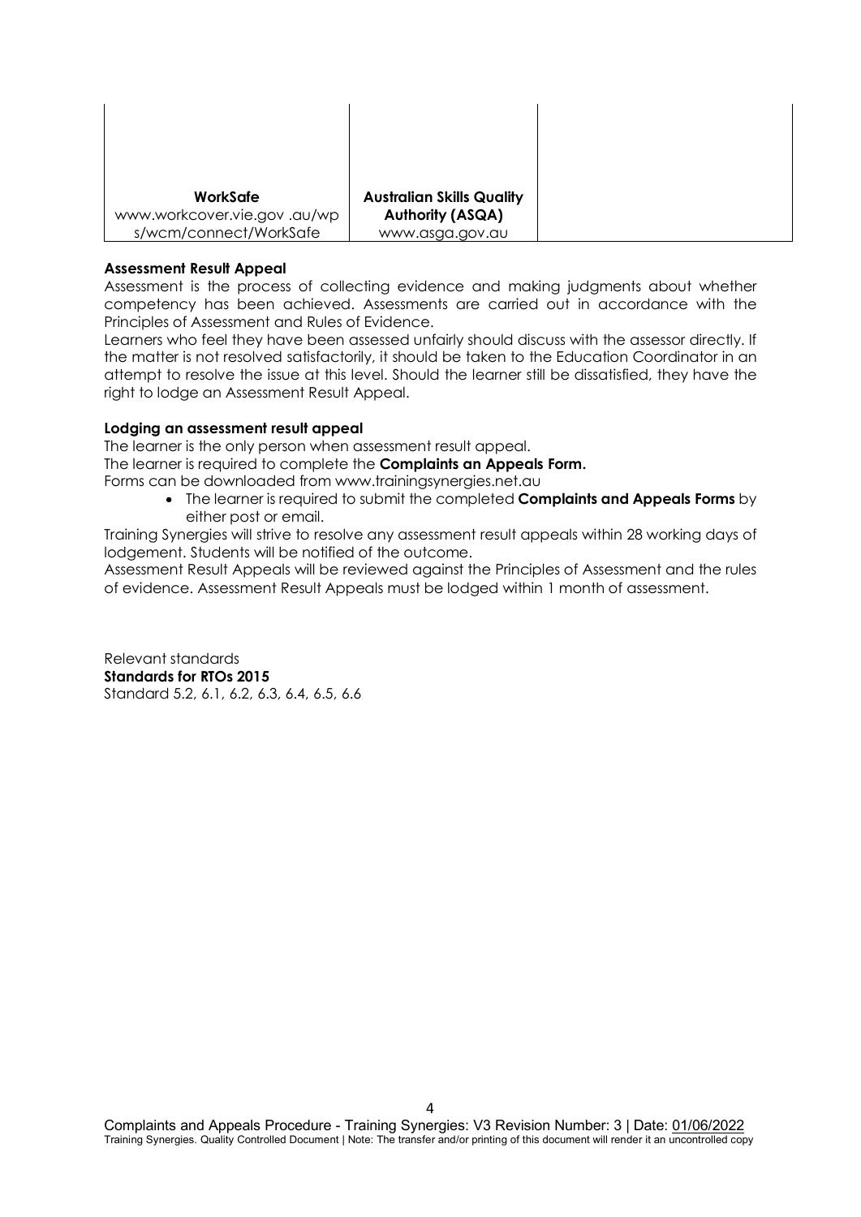| | | |
|---|---|---|
| **WorkSafe**<br>www.workcover.vie.gov .au/wps/wcm/connect/WorkSafe | **Australian Skills Quality Authority (ASQA)**<br>www.asqa.gov.au | |

**Assessment Result Appeal**

Assessment is the process of collecting evidence and making judgments about whether competency has been achieved. Assessments are carried out in accordance with the Principles of Assessment and Rules of Evidence.

Learners who feel they have been assessed unfairly should discuss with the assessor directly. If the matter is not resolved satisfactorily, it should be taken to the Education Coordinator in an attempt to resolve the issue at this level. Should the learner still be dissatisfied, they have the right to lodge an Assessment Result Appeal.

**Lodging an assessment result appeal**

The learner is the only person when assessment result appeal.

The learner is required to complete the **Complaints an Appeals Form.**

Forms can be downloaded from www.trainingsynergies.net.au

- The learner is required to submit the completed **Complaints and Appeals Forms** by either post or email.

Training Synergies will strive to resolve any assessment result appeals within 28 working days of lodgement. Students will be notified of the outcome.

Assessment Result Appeals will be reviewed against the Principles of Assessment and the rules of evidence. Assessment Result Appeals must be lodged within 1 month of assessment.

Relevant standards

**Standards for RTOs 2015**

Standard 5.2, 6.1, 6.2, 6.3, 6.4, 6.5, 6.6